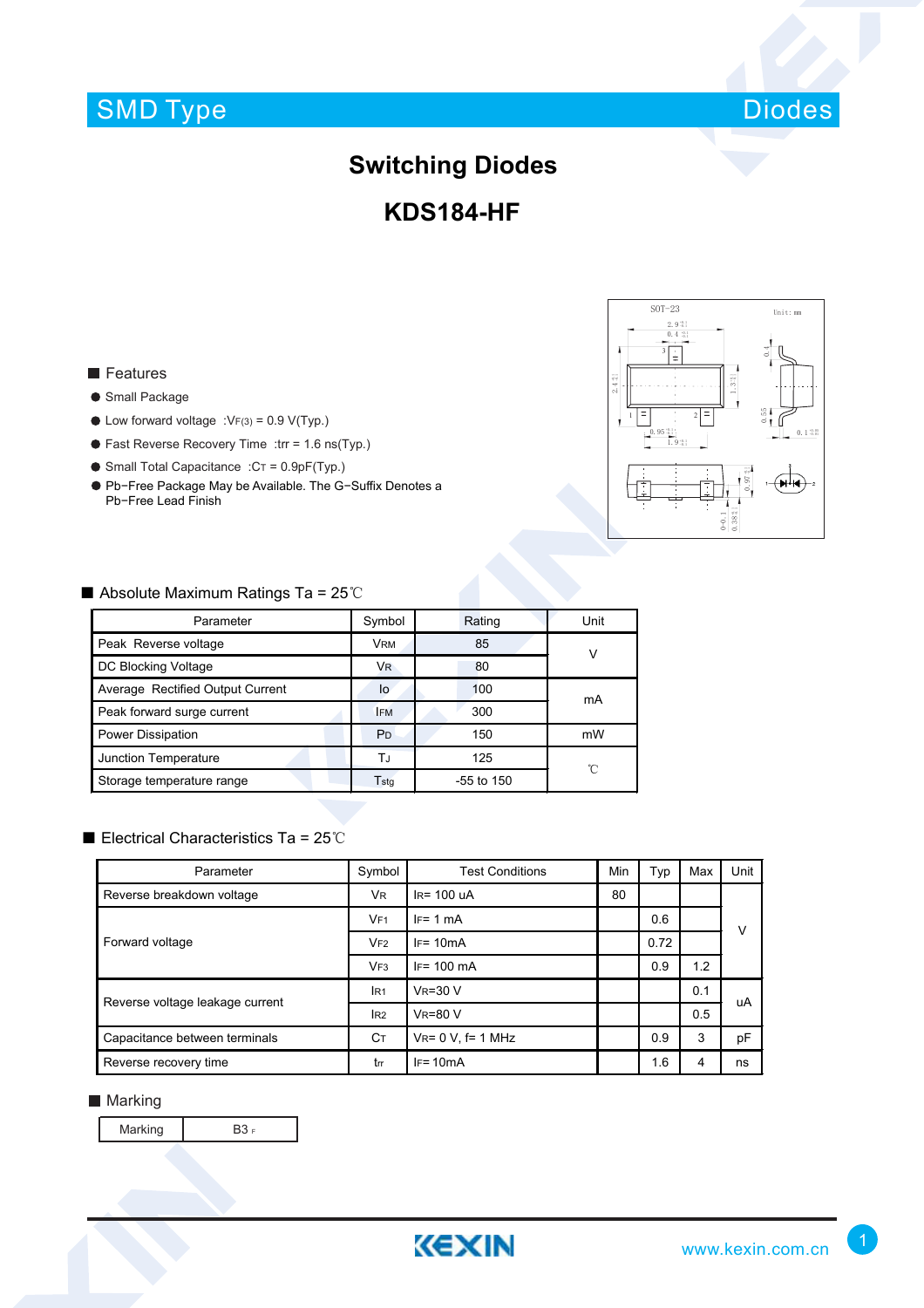SMD Type

Diodes

# Switching Diodes

# KDS184-HF

■ Features

- Small Package
- Low forward voltage :$V_{F(3)}$ = 0.9 V(Typ.)
- Fast Reverse Recovery Time :trr = 1.6 ns(Typ.)
- Small Total Capacitance :$C_T$ = 0.9pF(Typ.)
- Pb−Free Package May be Available. The G−Suffix Denotes a Pb−Free Lead Finish

SOT-23

Unit: mm

■ Absolute Maximum Ratings Ta = 25℃

| Parameter | Symbol | Rating | Unit |
|---|---|---|---|
| Peak Reverse voltage | $V_{RM}$ | 85 | V |
| DC Blocking Voltage | $V_R$ | 80 | |
| Average Rectified Output Current | Io | 100 | mA |
| Peak forward surge current | $I_{FM}$ | 300 | |
| Power Dissipation | $P_D$ | 150 | mW |
| Junction Temperature | $T_J$ | 125 | ℃ |
| Storage temperature range | $T_{stg}$ | -55 to 150 | |

■ Electrical Characteristics Ta = 25℃

| Parameter | Symbol | Test Conditions | Min | Typ | Max | Unit |
|---|---|---|---|---|---|---|
| Reverse breakdown voltage | $V_R$ | $I_R$= 100 uA | 80 | | | V |
| Forward voltage | $V_{F1}$ | $I_F$= 1 mA | | 0.6 | | |
| | $V_{F2}$ | $I_F$= 10mA | | 0.72 | | |
| | $V_{F3}$ | $I_F$= 100 mA | | 0.9 | 1.2 | |
| Reverse voltage leakage current | $I_{R1}$ | $V_R$=30 V | | | 0.1 | uA |
| | $I_{R2}$ | $V_R$=80 V | | | 0.5 | |
| Capacitance between terminals | $C_T$ | $V_R$= 0 V, f= 1 MHz | | 0.9 | 3 | pF |
| Reverse recovery time | trr | $I_F$= 10mA | | 1.6 | 4 | ns |

■ Marking

| Marking | $B3_F$ |
|---|---|

KEXIN

www.kexin.com.cn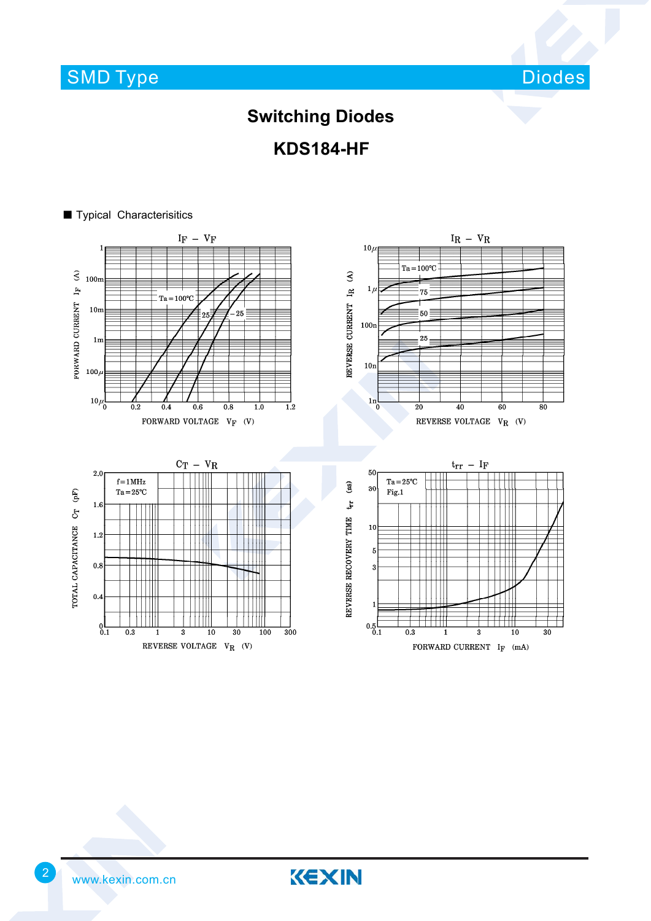# Switching Diodes

## KDS184-HF

■ Typical Characterisitics

$I_F$ – $V_F$

FORWARD CURRENT $I_F$ (A)

1
100m
10m
1m
100μ
10μ

Ta = 100℃
25
−25

0 0.2 0.4 0.6 0.8 1.0 1.2

FORWARD VOLTAGE $V_F$ (V)

$I_R$ – $V_R$

REVERSE CURRENT $I_R$ (A)

10μ
1μ
100n
10n
1n

Ta = 100℃
75
50
25

0 20 40 60 80

REVERSE VOLTAGE $V_R$ (V)

$C_T$ – $V_R$

TOTAL CAPACITANCE $C_T$ (pF)

2.0
1.6
1.2
0.8
0.4
0

f = 1MHz
Ta = 25℃

0.1 0.3 1 3 10 30 100 300

REVERSE VOLTAGE $V_R$ (V)

$t_{rr}$ – $I_F$

REVERSE RECOVERY TIME $t_{rr}$ (ns)

50
30
10
5
3
1
0.5

Ta = 25℃
Fig.1

0.1 0.3 1 3 10 30

FORWARD CURRENT $I_F$ (mA)